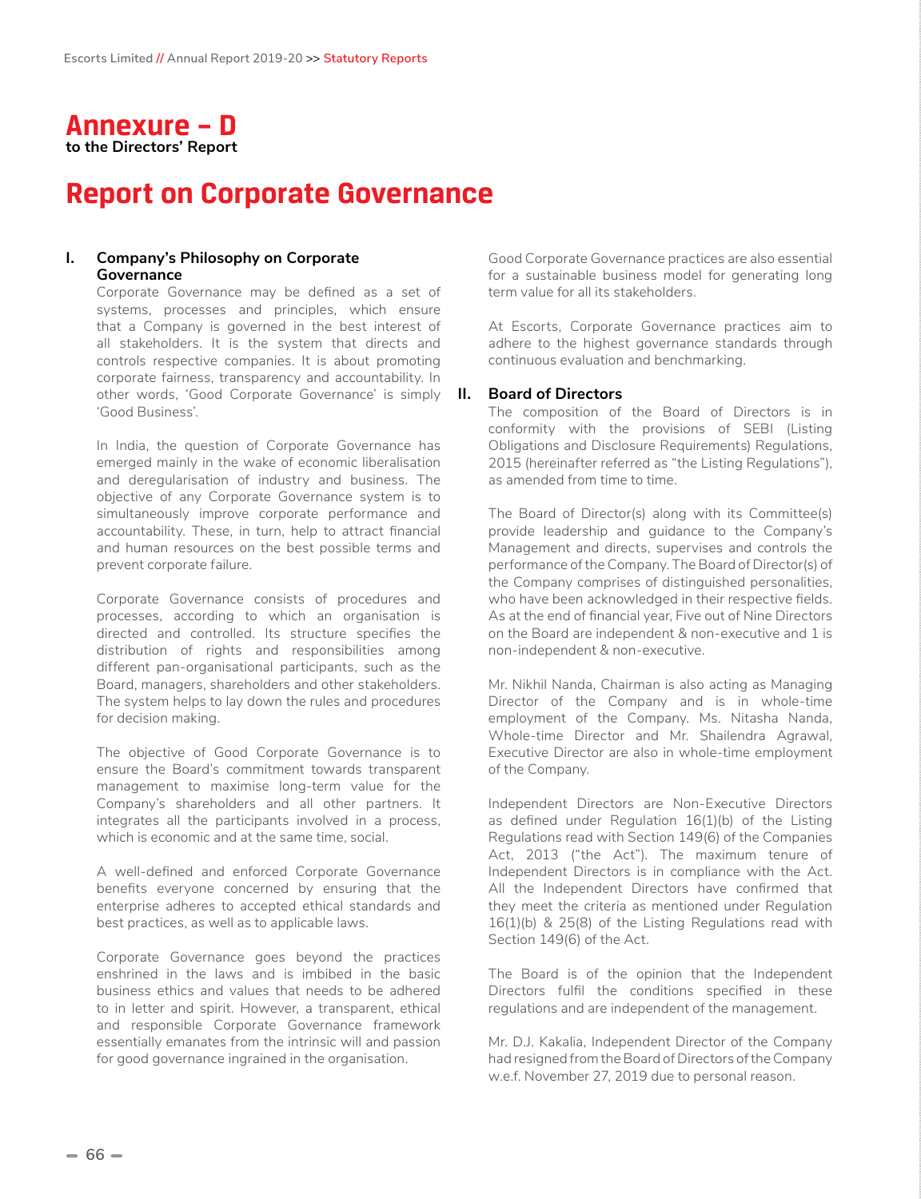# Annexure – D

**to the Directors' Report**

# Report on Corporate Governance

## I. Company's Philosophy on Corporate Governance

Corporate Governance may be defined as a set of systems, processes and principles, which ensure that a Company is governed in the best interest of all stakeholders. It is the system that directs and controls respective companies. It is about promoting corporate fairness, transparency and accountability. In other words, 'Good Corporate Governance' is simply 'Good Business'.

In India, the question of Corporate Governance has emerged mainly in the wake of economic liberalisation and deregularisation of industry and business. The objective of any Corporate Governance system is to simultaneously improve corporate performance and accountability. These, in turn, help to attract financial and human resources on the best possible terms and prevent corporate failure.

Corporate Governance consists of procedures and processes, according to which an organisation is directed and controlled. Its structure specifies the distribution of rights and responsibilities among different pan-organisational participants, such as the Board, managers, shareholders and other stakeholders. The system helps to lay down the rules and procedures for decision making.

The objective of Good Corporate Governance is to ensure the Board's commitment towards transparent management to maximise long-term value for the Company's shareholders and all other partners. It integrates all the participants involved in a process, which is economic and at the same time, social.

A well-defined and enforced Corporate Governance benefits everyone concerned by ensuring that the enterprise adheres to accepted ethical standards and best practices, as well as to applicable laws.

Corporate Governance goes beyond the practices enshrined in the laws and is imbibed in the basic business ethics and values that needs to be adhered to in letter and spirit. However, a transparent, ethical and responsible Corporate Governance framework essentially emanates from the intrinsic will and passion for good governance ingrained in the organisation.

Good Corporate Governance practices are also essential for a sustainable business model for generating long term value for all its stakeholders.

At Escorts, Corporate Governance practices aim to adhere to the highest governance standards through continuous evaluation and benchmarking.

## II. Board of Directors

The composition of the Board of Directors is in conformity with the provisions of SEBI (Listing Obligations and Disclosure Requirements) Regulations, 2015 (hereinafter referred as "the Listing Regulations"), as amended from time to time.

The Board of Director(s) along with its Committee(s) provide leadership and guidance to the Company's Management and directs, supervises and controls the performance of the Company. The Board of Director(s) of the Company comprises of distinguished personalities, who have been acknowledged in their respective fields. As at the end of financial year, Five out of Nine Directors on the Board are independent & non-executive and 1 is non-independent & non-executive.

Mr. Nikhil Nanda, Chairman is also acting as Managing Director of the Company and is in whole-time employment of the Company. Ms. Nitasha Nanda, Whole-time Director and Mr. Shailendra Agrawal, Executive Director are also in whole-time employment of the Company.

Independent Directors are Non-Executive Directors as defined under Regulation 16(1)(b) of the Listing Regulations read with Section 149(6) of the Companies Act, 2013 ("the Act"). The maximum tenure of Independent Directors is in compliance with the Act. All the Independent Directors have confirmed that they meet the criteria as mentioned under Regulation 16(1)(b) & 25(8) of the Listing Regulations read with Section 149(6) of the Act.

The Board is of the opinion that the Independent Directors fulfil the conditions specified in these regulations and are independent of the management.

Mr. D.J. Kakalia, Independent Director of the Company had resigned from the Board of Directors of the Company w.e.f. November 27, 2019 due to personal reason.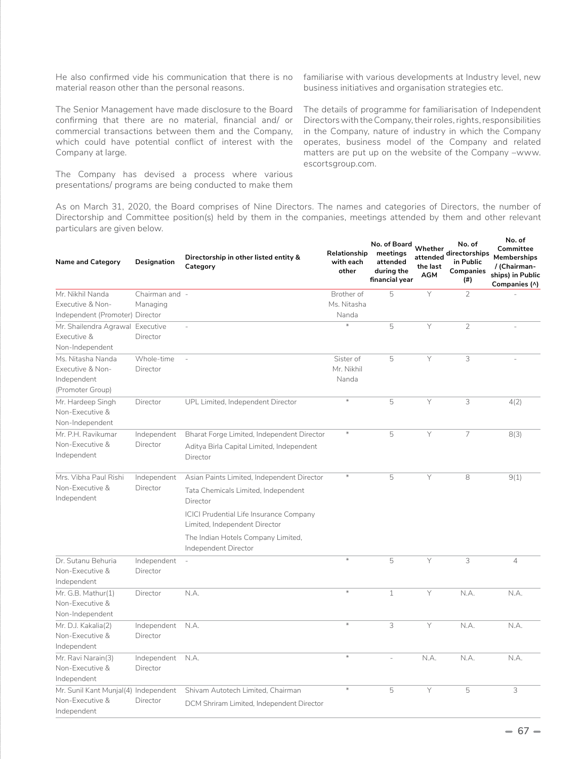He also confirmed vide his communication that there is no material reason other than the personal reasons.

The Senior Management have made disclosure to the Board confirming that there are no material, financial and/ or commercial transactions between them and the Company, which could have potential conflict of interest with the Company at large.

The Company has devised a process where various presentations/ programs are being conducted to make them familiarise with various developments at Industry level, new business initiatives and organisation strategies etc.

The details of programme for familiarisation of Independent Directors with the Company, their roles, rights, responsibilities in the Company, nature of industry in which the Company operates, business model of the Company and related matters are put up on the website of the Company –www.escortsgroup.com.

As on March 31, 2020, the Board comprises of Nine Directors. The names and categories of Directors, the number of Directorship and Committee position(s) held by them in the companies, meetings attended by them and other relevant particulars are given below.

| Name and Category | Designation | Directorship in other listed entity & Category | Relationship with each other | No. of Board meetings attended during the financial year | Whether attended the last AGM | No. of directorships in Public Companies (#) | No. of Committee Memberships / (Chairman-ships) in Public Companies (^) |
|---|---|---|---|---|---|---|---|
| Mr. Nikhil Nanda Executive & Non-Independent (Promoter) | Chairman and Managing Director | - | Brother of Ms. Nitasha Nanda | 5 | Y | 2 | - |
| Mr. Shailendra Agrawal Executive & Non-Independent | Executive Director | - | * | 5 | Y | 2 | - |
| Ms. Nitasha Nanda Executive & Non-Independent (Promoter Group) | Whole-time Director | - | Sister of Mr. Nikhil Nanda | 5 | Y | 3 | - |
| Mr. Hardeep Singh Non-Executive & Non-Independent | Director | UPL Limited, Independent Director | * | 5 | Y | 3 | 4(2) |
| Mr. P.H. Ravikumar Non-Executive & Independent | Independent Director | Bharat Forge Limited, Independent Director<br>Aditya Birla Capital Limited, Independent Director | * | 5 | Y | 7 | 8(3) |
| Mrs. Vibha Paul Rishi Non-Executive & Independent | Independent Director | Asian Paints Limited, Independent Director<br>Tata Chemicals Limited, Independent Director<br>ICICI Prudential Life Insurance Company Limited, Independent Director<br>The Indian Hotels Company Limited, Independent Director | * | 5 | Y | 8 | 9(1) |
| Dr. Sutanu Behuria Non-Executive & Independent | Independent Director | - | * | 5 | Y | 3 | 4 |
| Mr. G.B. Mathur(1) Non-Executive & Non-Independent | Director | N.A. | * | 1 | Y | N.A. | N.A. |
| Mr. D.J. Kakalia(2) Non-Executive & Independent | Independent Director | N.A. | * | 3 | Y | N.A. | N.A. |
| Mr. Ravi Narain(3) Non-Executive & Independent | Independent Director | N.A. | * | - | N.A. | N.A. | N.A. |
| Mr. Sunil Kant Munjal(4) Non-Executive & Independent | Independent Director | Shivam Autotech Limited, Chairman<br>DCM Shriram Limited, Independent Director | * | 5 | Y | 5 | 3 |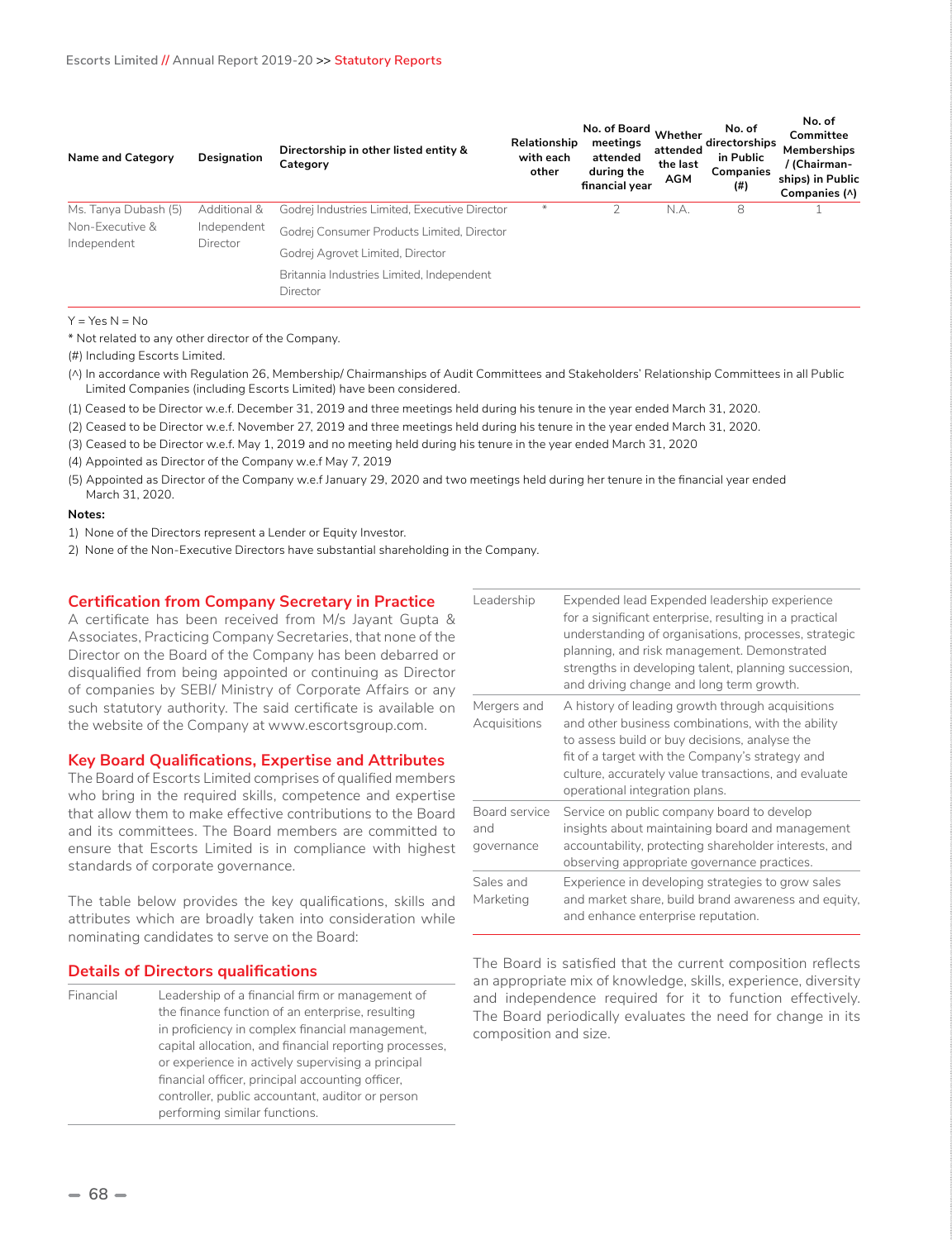| Name and Category | Designation | Directorship in other listed entity & Category | Relationship with each other | No. of Board meetings attended during the financial year | Whether attended the last AGM | No. of directorships in Public Companies (#) | No. of Committee Memberships / (Chairman-ships) in Public Companies (^) |
|---|---|---|---|---|---|---|---|
| Ms. Tanya Dubash (5) Non-Executive & Independent | Additional & Independent Director | Godrej Industries Limited, Executive Director<br>Godrej Consumer Products Limited, Director<br>Godrej Agrovet Limited, Director<br>Britannia Industries Limited, Independent Director | * | 2 | N.A. | 8 | 1 |

Y = Yes N = No

\* Not related to any other director of the Company.

(#) Including Escorts Limited.

(^) In accordance with Regulation 26, Membership/ Chairmanships of Audit Committees and Stakeholders' Relationship Committees in all Public Limited Companies (including Escorts Limited) have been considered.

(1) Ceased to be Director w.e.f. December 31, 2019 and three meetings held during his tenure in the year ended March 31, 2020.

(2) Ceased to be Director w.e.f. November 27, 2019 and three meetings held during his tenure in the year ended March 31, 2020.

(3) Ceased to be Director w.e.f. May 1, 2019 and no meeting held during his tenure in the year ended March 31, 2020

(4) Appointed as Director of the Company w.e.f May 7, 2019

(5) Appointed as Director of the Company w.e.f January 29, 2020 and two meetings held during her tenure in the financial year ended March 31, 2020.

**Notes:**

1) None of the Directors represent a Lender or Equity Investor.
2) None of the Non-Executive Directors have substantial shareholding in the Company.

## Certification from Company Secretary in Practice

A certificate has been received from M/s Jayant Gupta & Associates, Practicing Company Secretaries, that none of the Director on the Board of the Company has been debarred or disqualified from being appointed or continuing as Director of companies by SEBI/ Ministry of Corporate Affairs or any such statutory authority. The said certificate is available on the website of the Company at www.escortsgroup.com.

## Key Board Qualifications, Expertise and Attributes

The Board of Escorts Limited comprises of qualified members who bring in the required skills, competence and expertise that allow them to make effective contributions to the Board and its committees. The Board members are committed to ensure that Escorts Limited is in compliance with highest standards of corporate governance.

The table below provides the key qualifications, skills and attributes which are broadly taken into consideration while nominating candidates to serve on the Board:

## Details of Directors qualifications

| | |
|---|---|
| Financial | Leadership of a financial firm or management of the finance function of an enterprise, resulting in proficiency in complex financial management, capital allocation, and financial reporting processes, or experience in actively supervising a principal financial officer, principal accounting officer, controller, public accountant, auditor or person performing similar functions. |
| Leadership | Expended lead Expended leadership experience for a significant enterprise, resulting in a practical understanding of organisations, processes, strategic planning, and risk management. Demonstrated strengths in developing talent, planning succession, and driving change and long term growth. |
| Mergers and Acquisitions | A history of leading growth through acquisitions and other business combinations, with the ability to assess build or buy decisions, analyse the fit of a target with the Company's strategy and culture, accurately value transactions, and evaluate operational integration plans. |
| Board service and governance | Service on public company board to develop insights about maintaining board and management accountability, protecting shareholder interests, and observing appropriate governance practices. |
| Sales and Marketing | Experience in developing strategies to grow sales and market share, build brand awareness and equity, and enhance enterprise reputation. |

The Board is satisfied that the current composition reflects an appropriate mix of knowledge, skills, experience, diversity and independence required for it to function effectively. The Board periodically evaluates the need for change in its composition and size.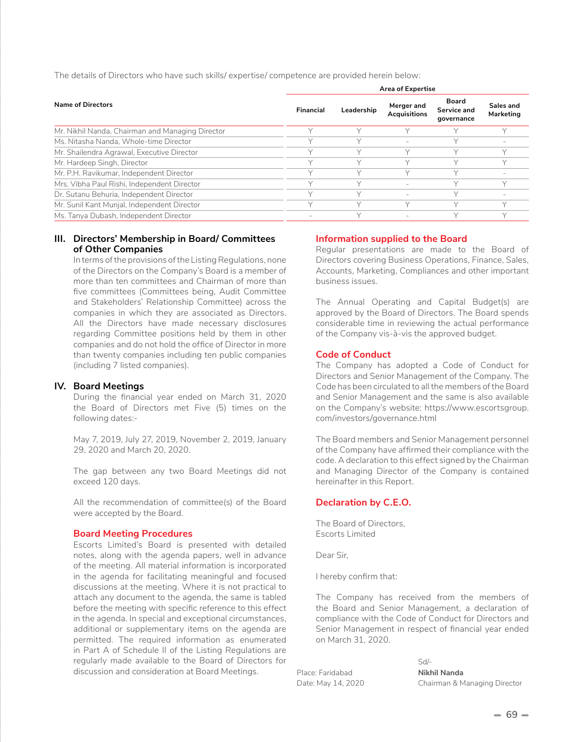The details of Directors who have such skills/ expertise/ competence are provided herein below:

| Name of Directors | Area of Expertise | | | | |
|---|---|---|---|---|---|
| | Financial | Leadership | Merger and Acquisitions | Board Service and governance | Sales and Marketing |
| Mr. Nikhil Nanda, Chairman and Managing Director | Y | Y | Y | Y | Y |
| Ms. Nitasha Nanda, Whole-time Director | Y | Y | - | Y | - |
| Mr. Shailendra Agrawal, Executive Director | Y | Y | Y | Y | Y |
| Mr. Hardeep Singh, Director | Y | Y | Y | Y | Y |
| Mr. P.H. Ravikumar, Independent Director | Y | Y | Y | Y | - |
| Mrs. Vibha Paul Rishi, Independent Director | Y | Y | - | Y | Y |
| Dr. Sutanu Behuria, Independent Director | Y | Y | - | Y | - |
| Mr. Sunil Kant Munjal, Independent Director | Y | Y | Y | Y | Y |
| Ms. Tanya Dubash, Independent Director | - | Y | - | Y | Y |

## III. Directors' Membership in Board/ Committees of Other Companies

In terms of the provisions of the Listing Regulations, none of the Directors on the Company's Board is a member of more than ten committees and Chairman of more than five committees (Committees being, Audit Committee and Stakeholders' Relationship Committee) across the companies in which they are associated as Directors. All the Directors have made necessary disclosures regarding Committee positions held by them in other companies and do not hold the office of Director in more than twenty companies including ten public companies (including 7 listed companies).

## IV. Board Meetings

During the financial year ended on March 31, 2020 the Board of Directors met Five (5) times on the following dates:-

May 7, 2019, July 27, 2019, November 2, 2019, January 29, 2020 and March 20, 2020.

The gap between any two Board Meetings did not exceed 120 days.

All the recommendation of committee(s) of the Board were accepted by the Board.

### Board Meeting Procedures

Escorts Limited's Board is presented with detailed notes, along with the agenda papers, well in advance of the meeting. All material information is incorporated in the agenda for facilitating meaningful and focused discussions at the meeting. Where it is not practical to attach any document to the agenda, the same is tabled before the meeting with specific reference to this effect in the agenda. In special and exceptional circumstances, additional or supplementary items on the agenda are permitted. The required information as enumerated in Part A of Schedule II of the Listing Regulations are regularly made available to the Board of Directors for discussion and consideration at Board Meetings.

### Information supplied to the Board

Regular presentations are made to the Board of Directors covering Business Operations, Finance, Sales, Accounts, Marketing, Compliances and other important business issues.

The Annual Operating and Capital Budget(s) are approved by the Board of Directors. The Board spends considerable time in reviewing the actual performance of the Company vis-à-vis the approved budget.

### Code of Conduct

The Company has adopted a Code of Conduct for Directors and Senior Management of the Company. The Code has been circulated to all the members of the Board and Senior Management and the same is also available on the Company's website: https://www.escortsgroup.com/investors/governance.html

The Board members and Senior Management personnel of the Company have affirmed their compliance with the code. A declaration to this effect signed by the Chairman and Managing Director of the Company is contained hereinafter in this Report.

### Declaration by C.E.O.

The Board of Directors,
Escorts Limited

Dear Sir,

I hereby confirm that:

The Company has received from the members of the Board and Senior Management, a declaration of compliance with the Code of Conduct for Directors and Senior Management in respect of financial year ended on March 31, 2020.

Place: Faridabad
Date: May 14, 2020

Sd/-
**Nikhil Nanda**
Chairman & Managing Director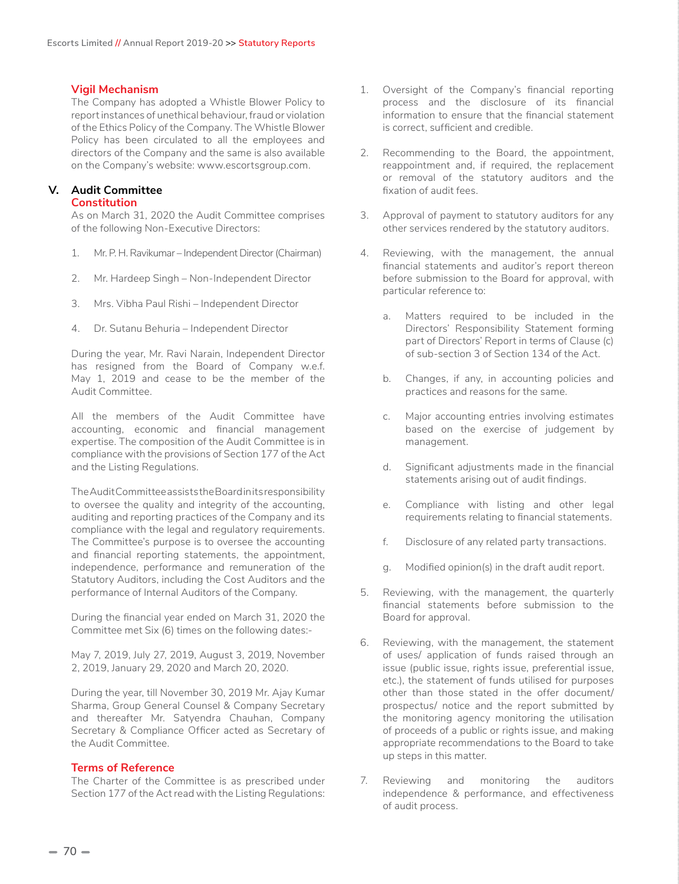### Vigil Mechanism

The Company has adopted a Whistle Blower Policy to report instances of unethical behaviour, fraud or violation of the Ethics Policy of the Company. The Whistle Blower Policy has been circulated to all the employees and directors of the Company and the same is also available on the Company's website: www.escortsgroup.com.

## V. Audit Committee

### Constitution

As on March 31, 2020 the Audit Committee comprises of the following Non-Executive Directors:

1. Mr. P. H. Ravikumar – Independent Director (Chairman)
2. Mr. Hardeep Singh – Non-Independent Director
3. Mrs. Vibha Paul Rishi – Independent Director
4. Dr. Sutanu Behuria – Independent Director

During the year, Mr. Ravi Narain, Independent Director has resigned from the Board of Company w.e.f. May 1, 2019 and cease to be the member of the Audit Committee.

All the members of the Audit Committee have accounting, economic and financial management expertise. The composition of the Audit Committee is in compliance with the provisions of Section 177 of the Act and the Listing Regulations.

The Audit Committee assists the Board in its responsibility to oversee the quality and integrity of the accounting, auditing and reporting practices of the Company and its compliance with the legal and regulatory requirements. The Committee's purpose is to oversee the accounting and financial reporting statements, the appointment, independence, performance and remuneration of the Statutory Auditors, including the Cost Auditors and the performance of Internal Auditors of the Company.

During the financial year ended on March 31, 2020 the Committee met Six (6) times on the following dates:-

May 7, 2019, July 27, 2019, August 3, 2019, November 2, 2019, January 29, 2020 and March 20, 2020.

During the year, till November 30, 2019 Mr. Ajay Kumar Sharma, Group General Counsel & Company Secretary and thereafter Mr. Satyendra Chauhan, Company Secretary & Compliance Officer acted as Secretary of the Audit Committee.

### Terms of Reference

The Charter of the Committee is as prescribed under Section 177 of the Act read with the Listing Regulations:

1. Oversight of the Company's financial reporting process and the disclosure of its financial information to ensure that the financial statement is correct, sufficient and credible.
2. Recommending to the Board, the appointment, reappointment and, if required, the replacement or removal of the statutory auditors and the fixation of audit fees.
3. Approval of payment to statutory auditors for any other services rendered by the statutory auditors.
4. Reviewing, with the management, the annual financial statements and auditor's report thereon before submission to the Board for approval, with particular reference to:
    a. Matters required to be included in the Directors' Responsibility Statement forming part of Directors' Report in terms of Clause (c) of sub-section 3 of Section 134 of the Act.
    b. Changes, if any, in accounting policies and practices and reasons for the same.
    c. Major accounting entries involving estimates based on the exercise of judgement by management.
    d. Significant adjustments made in the financial statements arising out of audit findings.
    e. Compliance with listing and other legal requirements relating to financial statements.
    f. Disclosure of any related party transactions.
    g. Modified opinion(s) in the draft audit report.
5. Reviewing, with the management, the quarterly financial statements before submission to the Board for approval.
6. Reviewing, with the management, the statement of uses/ application of funds raised through an issue (public issue, rights issue, preferential issue, etc.), the statement of funds utilised for purposes other than those stated in the offer document/ prospectus/ notice and the report submitted by the monitoring agency monitoring the utilisation of proceeds of a public or rights issue, and making appropriate recommendations to the Board to take up steps in this matter.
7. Reviewing and monitoring the auditors independence & performance, and effectiveness of audit process.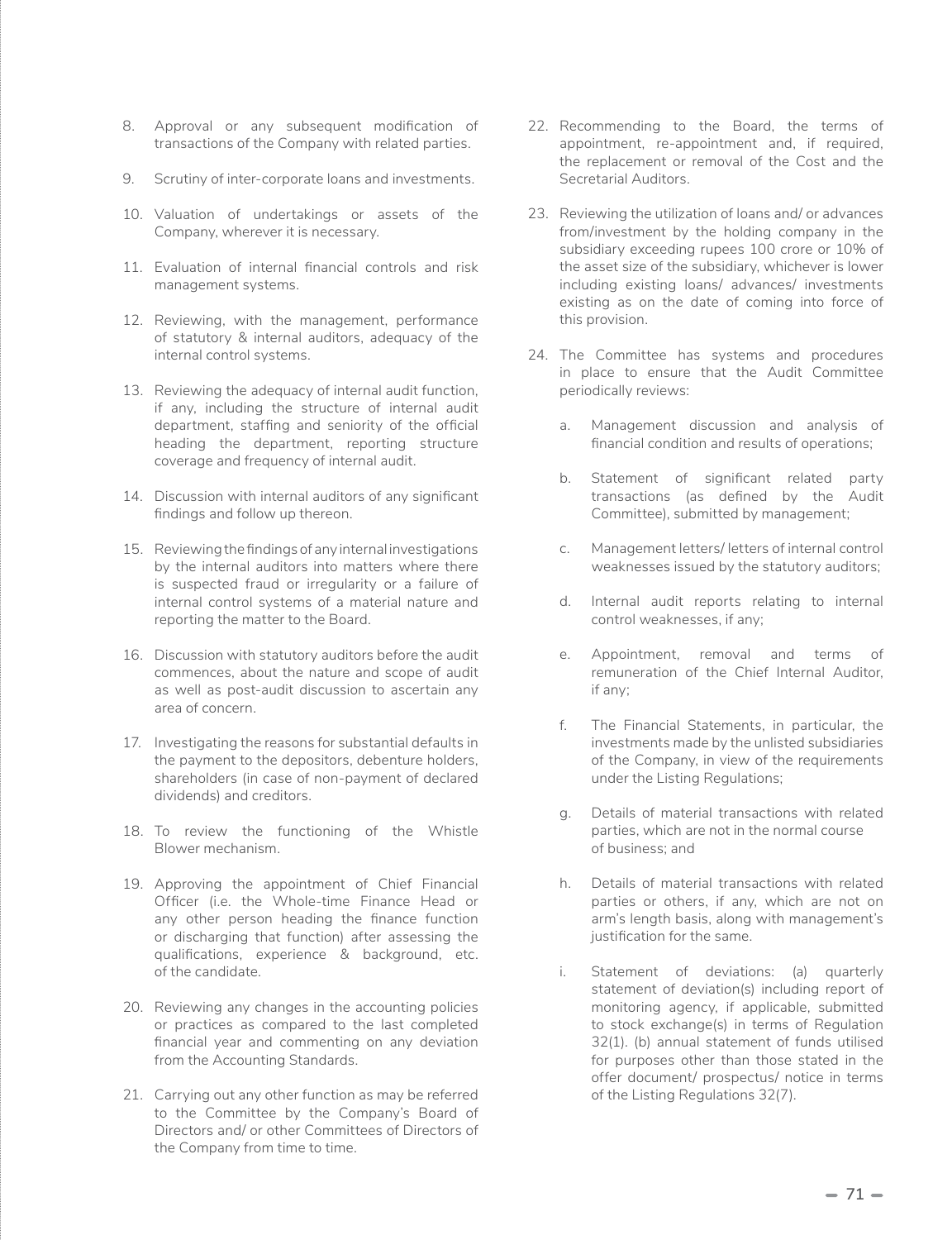8. Approval or any subsequent modification of transactions of the Company with related parties.

9. Scrutiny of inter-corporate loans and investments.

10. Valuation of undertakings or assets of the Company, wherever it is necessary.

11. Evaluation of internal financial controls and risk management systems.

12. Reviewing, with the management, performance of statutory & internal auditors, adequacy of the internal control systems.

13. Reviewing the adequacy of internal audit function, if any, including the structure of internal audit department, staffing and seniority of the official heading the department, reporting structure coverage and frequency of internal audit.

14. Discussion with internal auditors of any significant findings and follow up thereon.

15. Reviewing the findings of any internal investigations by the internal auditors into matters where there is suspected fraud or irregularity or a failure of internal control systems of a material nature and reporting the matter to the Board.

16. Discussion with statutory auditors before the audit commences, about the nature and scope of audit as well as post-audit discussion to ascertain any area of concern.

17. Investigating the reasons for substantial defaults in the payment to the depositors, debenture holders, shareholders (in case of non-payment of declared dividends) and creditors.

18. To review the functioning of the Whistle Blower mechanism.

19. Approving the appointment of Chief Financial Officer (i.e. the Whole-time Finance Head or any other person heading the finance function or discharging that function) after assessing the qualifications, experience & background, etc. of the candidate.

20. Reviewing any changes in the accounting policies or practices as compared to the last completed financial year and commenting on any deviation from the Accounting Standards.

21. Carrying out any other function as may be referred to the Committee by the Company's Board of Directors and/ or other Committees of Directors of the Company from time to time.

22. Recommending to the Board, the terms of appointment, re-appointment and, if required, the replacement or removal of the Cost and the Secretarial Auditors.

23. Reviewing the utilization of loans and/ or advances from/investment by the holding company in the subsidiary exceeding rupees 100 crore or 10% of the asset size of the subsidiary, whichever is lower including existing loans/ advances/ investments existing as on the date of coming into force of this provision.

24. The Committee has systems and procedures in place to ensure that the Audit Committee periodically reviews:

    a. Management discussion and analysis of financial condition and results of operations;

    b. Statement of significant related party transactions (as defined by the Audit Committee), submitted by management;

    c. Management letters/ letters of internal control weaknesses issued by the statutory auditors;

    d. Internal audit reports relating to internal control weaknesses, if any;

    e. Appointment, removal and terms of remuneration of the Chief Internal Auditor, if any;

    f. The Financial Statements, in particular, the investments made by the unlisted subsidiaries of the Company, in view of the requirements under the Listing Regulations;

    g. Details of material transactions with related parties, which are not in the normal course of business; and

    h. Details of material transactions with related parties or others, if any, which are not on arm's length basis, along with management's justification for the same.

    i. Statement of deviations: (a) quarterly statement of deviation(s) including report of monitoring agency, if applicable, submitted to stock exchange(s) in terms of Regulation 32(1). (b) annual statement of funds utilised for purposes other than those stated in the offer document/ prospectus/ notice in terms of the Listing Regulations 32(7).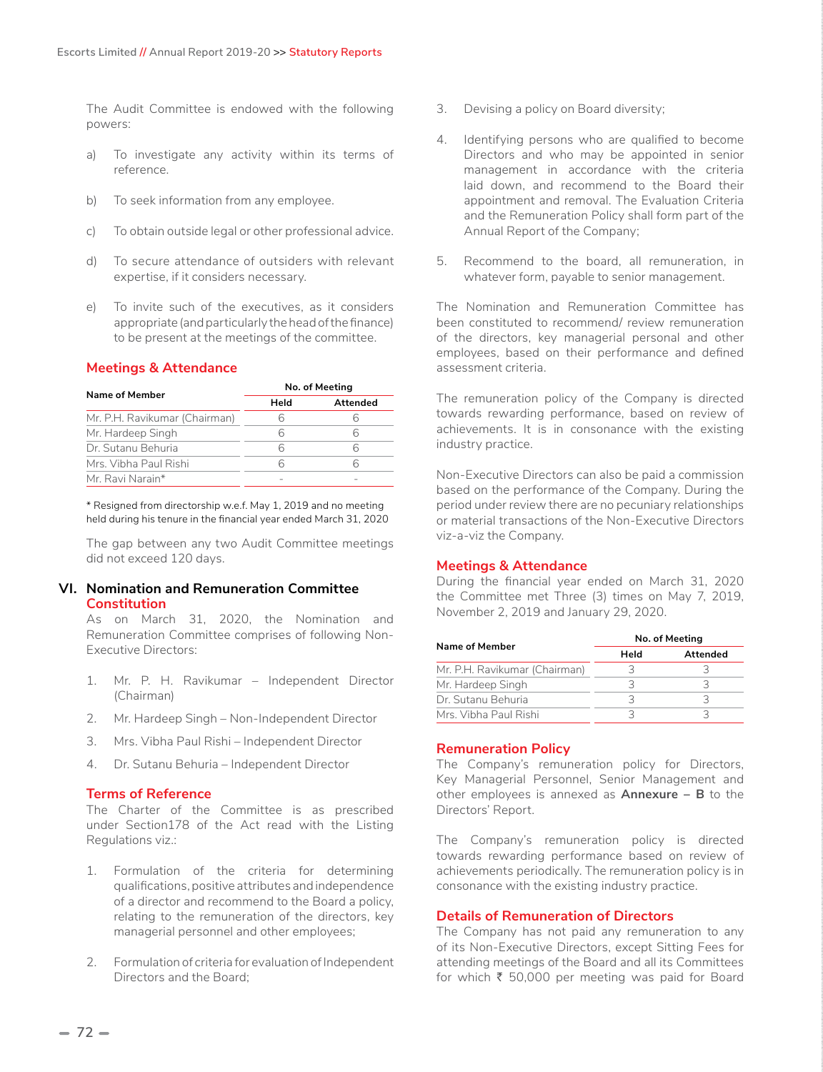The Audit Committee is endowed with the following powers:

a) To investigate any activity within its terms of reference.

b) To seek information from any employee.

c) To obtain outside legal or other professional advice.

d) To secure attendance of outsiders with relevant expertise, if it considers necessary.

e) To invite such of the executives, as it considers appropriate (and particularly the head of the finance) to be present at the meetings of the committee.

### Meetings & Attendance

| Name of Member | No. of Meeting | |
|---|---|---|
| | Held | Attended |
| Mr. P.H. Ravikumar (Chairman) | 6 | 6 |
| Mr. Hardeep Singh | 6 | 6 |
| Dr. Sutanu Behuria | 6 | 6 |
| Mrs. Vibha Paul Rishi | 6 | 6 |
| Mr. Ravi Narain* | - | - |

* Resigned from directorship w.e.f. May 1, 2019 and no meeting held during his tenure in the financial year ended March 31, 2020

The gap between any two Audit Committee meetings did not exceed 120 days.

## VI. Nomination and Remuneration Committee

### Constitution

As on March 31, 2020, the Nomination and Remuneration Committee comprises of following Non-Executive Directors:

1. Mr. P. H. Ravikumar – Independent Director (Chairman)
2. Mr. Hardeep Singh – Non-Independent Director
3. Mrs. Vibha Paul Rishi – Independent Director
4. Dr. Sutanu Behuria – Independent Director

### Terms of Reference

The Charter of the Committee is as prescribed under Section178 of the Act read with the Listing Regulations viz.:

1. Formulation of the criteria for determining qualifications, positive attributes and independence of a director and recommend to the Board a policy, relating to the remuneration of the directors, key managerial personnel and other employees;
2. Formulation of criteria for evaluation of Independent Directors and the Board;
3. Devising a policy on Board diversity;
4. Identifying persons who are qualified to become Directors and who may be appointed in senior management in accordance with the criteria laid down, and recommend to the Board their appointment and removal. The Evaluation Criteria and the Remuneration Policy shall form part of the Annual Report of the Company;
5. Recommend to the board, all remuneration, in whatever form, payable to senior management.

The Nomination and Remuneration Committee has been constituted to recommend/ review remuneration of the directors, key managerial personal and other employees, based on their performance and defined assessment criteria.

The remuneration policy of the Company is directed towards rewarding performance, based on review of achievements. It is in consonance with the existing industry practice.

Non-Executive Directors can also be paid a commission based on the performance of the Company. During the period under review there are no pecuniary relationships or material transactions of the Non-Executive Directors viz-a-viz the Company.

### Meetings & Attendance

During the financial year ended on March 31, 2020 the Committee met Three (3) times on May 7, 2019, November 2, 2019 and January 29, 2020.

| Name of Member | No. of Meeting | |
|---|---|---|
| | Held | Attended |
| Mr. P.H. Ravikumar (Chairman) | 3 | 3 |
| Mr. Hardeep Singh | 3 | 3 |
| Dr. Sutanu Behuria | 3 | 3 |
| Mrs. Vibha Paul Rishi | 3 | 3 |

### Remuneration Policy

The Company's remuneration policy for Directors, Key Managerial Personnel, Senior Management and other employees is annexed as **Annexure – B** to the Directors' Report.

The Company's remuneration policy is directed towards rewarding performance based on review of achievements periodically. The remuneration policy is in consonance with the existing industry practice.

### Details of Remuneration of Directors

The Company has not paid any remuneration to any of its Non-Executive Directors, except Sitting Fees for attending meetings of the Board and all its Committees for which ₹ 50,000 per meeting was paid for Board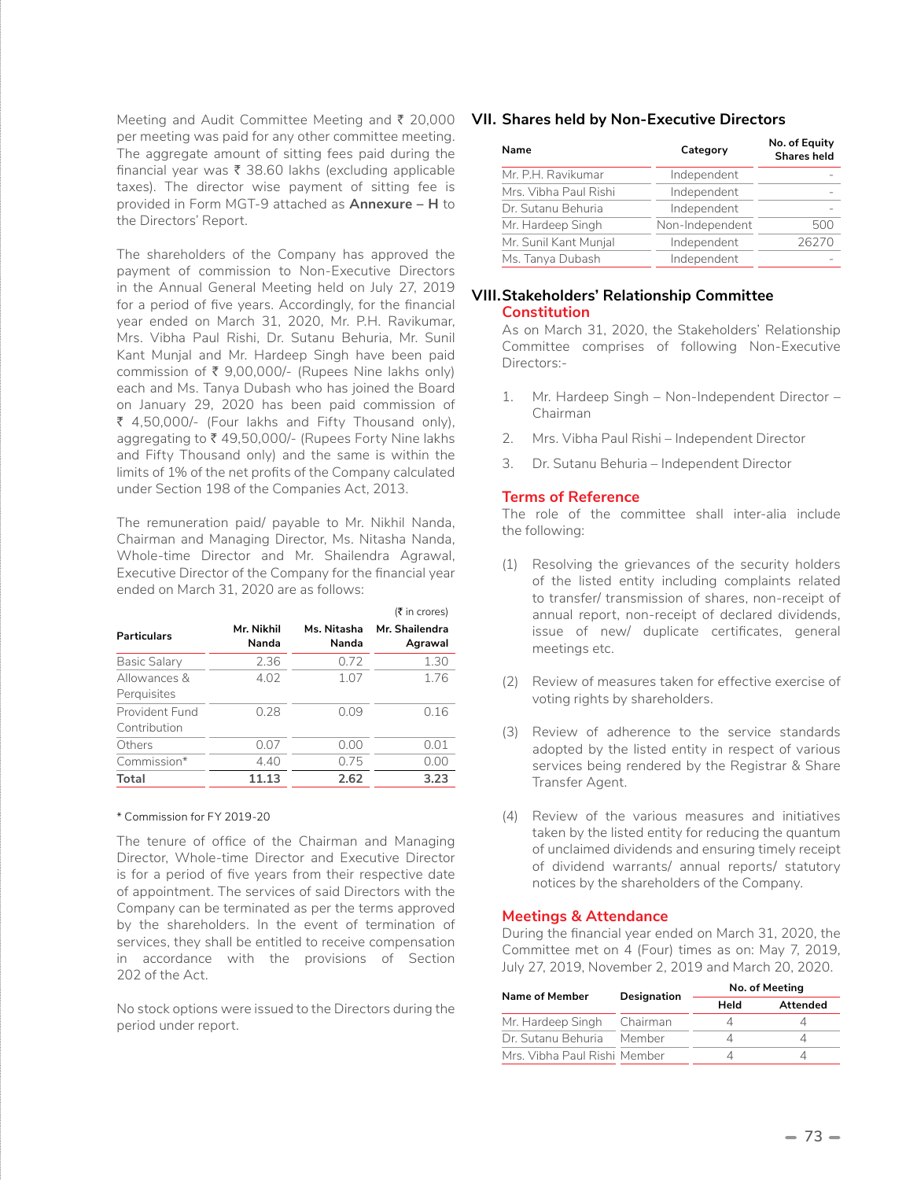Meeting and Audit Committee Meeting and ₹ 20,000 per meeting was paid for any other committee meeting. The aggregate amount of sitting fees paid during the financial year was ₹ 38.60 lakhs (excluding applicable taxes). The director wise payment of sitting fee is provided in Form MGT-9 attached as **Annexure – H** to the Directors' Report.

The shareholders of the Company has approved the payment of commission to Non-Executive Directors in the Annual General Meeting held on July 27, 2019 for a period of five years. Accordingly, for the financial year ended on March 31, 2020, Mr. P.H. Ravikumar, Mrs. Vibha Paul Rishi, Dr. Sutanu Behuria, Mr. Sunil Kant Munjal and Mr. Hardeep Singh have been paid commission of ₹ 9,00,000/- (Rupees Nine lakhs only) each and Ms. Tanya Dubash who has joined the Board on January 29, 2020 has been paid commission of ₹ 4,50,000/- (Four lakhs and Fifty Thousand only), aggregating to ₹ 49,50,000/- (Rupees Forty Nine lakhs and Fifty Thousand only) and the same is within the limits of 1% of the net profits of the Company calculated under Section 198 of the Companies Act, 2013.

The remuneration paid/ payable to Mr. Nikhil Nanda, Chairman and Managing Director, Ms. Nitasha Nanda, Whole-time Director and Mr. Shailendra Agrawal, Executive Director of the Company for the financial year ended on March 31, 2020 are as follows:

(₹ in crores)

| Particulars | Mr. Nikhil Nanda | Ms. Nitasha Nanda | Mr. Shailendra Agrawal |
|---|---|---|---|
| Basic Salary | 2.36 | 0.72 | 1.30 |
| Allowances & Perquisites | 4.02 | 1.07 | 1.76 |
| Provident Fund Contribution | 0.28 | 0.09 | 0.16 |
| Others | 0.07 | 0.00 | 0.01 |
| Commission* | 4.40 | 0.75 | 0.00 |
| **Total** | **11.13** | **2.62** | **3.23** |

\* Commission for FY 2019-20

The tenure of office of the Chairman and Managing Director, Whole-time Director and Executive Director is for a period of five years from their respective date of appointment. The services of said Directors with the Company can be terminated as per the terms approved by the shareholders. In the event of termination of services, they shall be entitled to receive compensation in accordance with the provisions of Section 202 of the Act.

No stock options were issued to the Directors during the period under report.

## VII. Shares held by Non-Executive Directors

| Name | Category | No. of Equity Shares held |
|---|---|---|
| Mr. P.H. Ravikumar | Independent | - |
| Mrs. Vibha Paul Rishi | Independent | - |
| Dr. Sutanu Behuria | Independent | - |
| Mr. Hardeep Singh | Non-Independent | 500 |
| Mr. Sunil Kant Munjal | Independent | 26270 |
| Ms. Tanya Dubash | Independent | - |

## VIII. Stakeholders' Relationship Committee

### Constitution

As on March 31, 2020, the Stakeholders' Relationship Committee comprises of following Non-Executive Directors:-

1. Mr. Hardeep Singh – Non-Independent Director – Chairman
2. Mrs. Vibha Paul Rishi – Independent Director
3. Dr. Sutanu Behuria – Independent Director

### Terms of Reference

The role of the committee shall inter-alia include the following:

(1) Resolving the grievances of the security holders of the listed entity including complaints related to transfer/ transmission of shares, non-receipt of annual report, non-receipt of declared dividends, issue of new/ duplicate certificates, general meetings etc.

(2) Review of measures taken for effective exercise of voting rights by shareholders.

(3) Review of adherence to the service standards adopted by the listed entity in respect of various services being rendered by the Registrar & Share Transfer Agent.

(4) Review of the various measures and initiatives taken by the listed entity for reducing the quantum of unclaimed dividends and ensuring timely receipt of dividend warrants/ annual reports/ statutory notices by the shareholders of the Company.

### Meetings & Attendance

During the financial year ended on March 31, 2020, the Committee met on 4 (Four) times as on: May 7, 2019, July 27, 2019, November 2, 2019 and March 20, 2020.

| Name of Member | Designation | No. of Meeting | |
|---|---|---|---|
| | | Held | Attended |
| Mr. Hardeep Singh | Chairman | 4 | 4 |
| Dr. Sutanu Behuria | Member | 4 | 4 |
| Mrs. Vibha Paul Rishi | Member | 4 | 4 |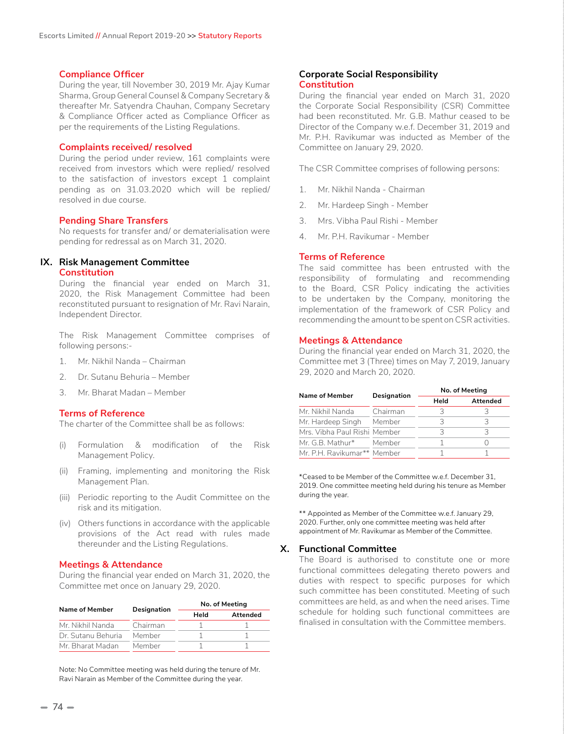### Compliance Officer

During the year, till November 30, 2019 Mr. Ajay Kumar Sharma, Group General Counsel & Company Secretary & thereafter Mr. Satyendra Chauhan, Company Secretary & Compliance Officer acted as Compliance Officer as per the requirements of the Listing Regulations.

### Complaints received/ resolved

During the period under review, 161 complaints were received from investors which were replied/ resolved to the satisfaction of investors except 1 complaint pending as on 31.03.2020 which will be replied/ resolved in due course.

### Pending Share Transfers

No requests for transfer and/ or dematerialisation were pending for redressal as on March 31, 2020.

## IX. Risk Management Committee

### Constitution

During the financial year ended on March 31, 2020, the Risk Management Committee had been reconstituted pursuant to resignation of Mr. Ravi Narain, Independent Director.

The Risk Management Committee comprises of following persons:-

1. Mr. Nikhil Nanda – Chairman
2. Dr. Sutanu Behuria – Member
3. Mr. Bharat Madan – Member

### Terms of Reference

The charter of the Committee shall be as follows:

(i) Formulation & modification of the Risk Management Policy.

(ii) Framing, implementing and monitoring the Risk Management Plan.

(iii) Periodic reporting to the Audit Committee on the risk and its mitigation.

(iv) Others functions in accordance with the applicable provisions of the Act read with rules made thereunder and the Listing Regulations.

### Meetings & Attendance

During the financial year ended on March 31, 2020, the Committee met once on January 29, 2020.

| Name of Member | Designation | No. of Meeting | |
|---|---|---|---|
| | | Held | Attended |
| Mr. Nikhil Nanda | Chairman | 1 | 1 |
| Dr. Sutanu Behuria | Member | 1 | 1 |
| Mr. Bharat Madan | Member | 1 | 1 |

Note: No Committee meeting was held during the tenure of Mr. Ravi Narain as Member of the Committee during the year.

### Corporate Social Responsibility

### Constitution

During the financial year ended on March 31, 2020 the Corporate Social Responsibility (CSR) Committee had been reconstituted. Mr. G.B. Mathur ceased to be Director of the Company w.e.f. December 31, 2019 and Mr. P.H. Ravikumar was inducted as Member of the Committee on January 29, 2020.

The CSR Committee comprises of following persons:

1. Mr. Nikhil Nanda - Chairman
2. Mr. Hardeep Singh - Member
3. Mrs. Vibha Paul Rishi - Member
4. Mr. P.H. Ravikumar - Member

### Terms of Reference

The said committee has been entrusted with the responsibility of formulating and recommending to the Board, CSR Policy indicating the activities to be undertaken by the Company, monitoring the implementation of the framework of CSR Policy and recommending the amount to be spent on CSR activities.

### Meetings & Attendance

During the financial year ended on March 31, 2020, the Committee met 3 (Three) times on May 7, 2019, January 29, 2020 and March 20, 2020.

| Name of Member | Designation | No. of Meeting | |
|---|---|---|---|
| | | Held | Attended |
| Mr. Nikhil Nanda | Chairman | 3 | 3 |
| Mr. Hardeep Singh | Member | 3 | 3 |
| Mrs. Vibha Paul Rishi | Member | 3 | 3 |
| Mr. G.B. Mathur* | Member | 1 | 0 |
| Mr. P.H. Ravikumar** | Member | 1 | 1 |

*Ceased to be Member of the Committee w.e.f. December 31, 2019. One committee meeting held during his tenure as Member during the year.

** Appointed as Member of the Committee w.e.f. January 29, 2020. Further, only one committee meeting was held after appointment of Mr. Ravikumar as Member of the Committee.

## X. Functional Committee

The Board is authorised to constitute one or more functional committees delegating thereto powers and duties with respect to specific purposes for which such committee has been constituted. Meeting of such committees are held, as and when the need arises. Time schedule for holding such functional committees are finalised in consultation with the Committee members.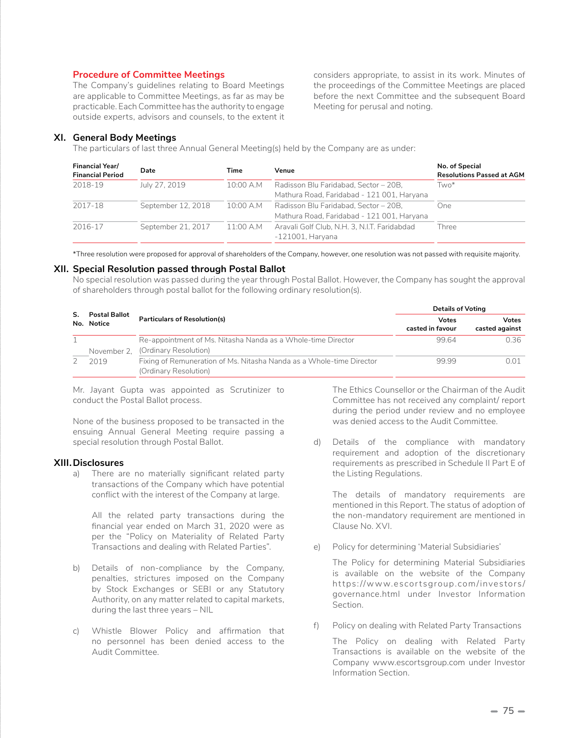### Procedure of Committee Meetings

The Company's guidelines relating to Board Meetings are applicable to Committee Meetings, as far as may be practicable. Each Committee has the authority to engage outside experts, advisors and counsels, to the extent it considers appropriate, to assist in its work. Minutes of the proceedings of the Committee Meetings are placed before the next Committee and the subsequent Board Meeting for perusal and noting.

## XI. General Body Meetings

The particulars of last three Annual General Meeting(s) held by the Company are as under:

| Financial Year/ Financial Period | Date | Time | Venue | No. of Special Resolutions Passed at AGM |
|---|---|---|---|---|
| 2018-19 | July 27, 2019 | 10:00 A.M | Radisson Blu Faridabad, Sector – 20B, Mathura Road, Faridabad - 121 001, Haryana | Two* |
| 2017-18 | September 12, 2018 | 10:00 A.M | Radisson Blu Faridabad, Sector – 20B, Mathura Road, Faridabad - 121 001, Haryana | One |
| 2016-17 | September 21, 2017 | 11:00 A.M | Aravali Golf Club, N.H. 3, N.I.T. Faridabdad -121001, Haryana | Three |

*Three resolution were proposed for approval of shareholders of the Company, however, one resolution was not passed with requisite majority.

## XII. Special Resolution passed through Postal Ballot

No special resolution was passed during the year through Postal Ballot. However, the Company has sought the approval of shareholders through postal ballot for the following ordinary resolution(s).

| S. No. | Postal Ballot Notice | Particulars of Resolution(s) | Details of Voting | |
|---|---|---|---|---|
| | | | Votes casted in favour | Votes casted against |
| 1 | November 2, 2019 | Re-appointment of Ms. Nitasha Nanda as a Whole-time Director (Ordinary Resolution) | 99.64 | 0.36 |
| 2 | | Fixing of Remuneration of Ms. Nitasha Nanda as a Whole-time Director (Ordinary Resolution) | 99.99 | 0.01 |

Mr. Jayant Gupta was appointed as Scrutinizer to conduct the Postal Ballot process.

None of the business proposed to be transacted in the ensuing Annual General Meeting require passing a special resolution through Postal Ballot.

## XIII. Disclosures

a) There are no materially significant related party transactions of the Company which have potential conflict with the interest of the Company at large.

All the related party transactions during the financial year ended on March 31, 2020 were as per the "Policy on Materiality of Related Party Transactions and dealing with Related Parties".

b) Details of non-compliance by the Company, penalties, strictures imposed on the Company by Stock Exchanges or SEBI or any Statutory Authority, on any matter related to capital markets, during the last three years – NIL

c) Whistle Blower Policy and affirmation that no personnel has been denied access to the Audit Committee.

The Ethics Counsellor or the Chairman of the Audit Committee has not received any complaint/ report during the period under review and no employee was denied access to the Audit Committee.

d) Details of the compliance with mandatory requirement and adoption of the discretionary requirements as prescribed in Schedule II Part E of the Listing Regulations.

The details of mandatory requirements are mentioned in this Report. The status of adoption of the non-mandatory requirement are mentioned in Clause No. XVI.

e) Policy for determining 'Material Subsidiaries'

The Policy for determining Material Subsidiaries is available on the website of the Company https://www.escortsgroup.com/investors/governance.html under Investor Information Section.

f) Policy on dealing with Related Party Transactions

The Policy on dealing with Related Party Transactions is available on the website of the Company www.escortsgroup.com under Investor Information Section.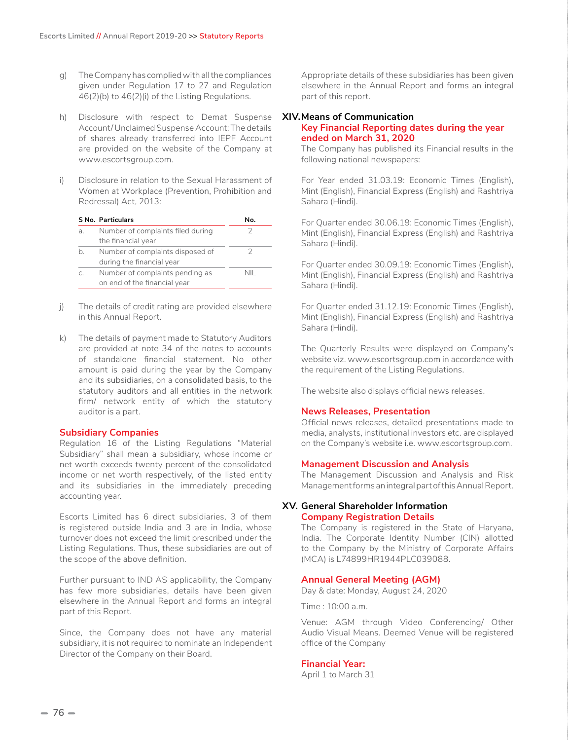g) The Company has complied with all the compliances given under Regulation 17 to 27 and Regulation 46(2)(b) to 46(2)(i) of the Listing Regulations.

h) Disclosure with respect to Demat Suspense Account/ Unclaimed Suspense Account: The details of shares already transferred into IEPF Account are provided on the website of the Company at www.escortsgroup.com.

i) Disclosure in relation to the Sexual Harassment of Women at Workplace (Prevention, Prohibition and Redressal) Act, 2013:

| S No. | Particulars | No. |
|---|---|---|
| a. | Number of complaints filed during the financial year | 2 |
| b. | Number of complaints disposed of during the financial year | 2 |
| c. | Number of complaints pending as on end of the financial year | NIL |

j) The details of credit rating are provided elsewhere in this Annual Report.

k) The details of payment made to Statutory Auditors are provided at note 34 of the notes to accounts of standalone financial statement. No other amount is paid during the year by the Company and its subsidiaries, on a consolidated basis, to the statutory auditors and all entities in the network firm/ network entity of which the statutory auditor is a part.

### Subsidiary Companies

Regulation 16 of the Listing Regulations "Material Subsidiary" shall mean a subsidiary, whose income or net worth exceeds twenty percent of the consolidated income or net worth respectively, of the listed entity and its subsidiaries in the immediately preceding accounting year.

Escorts Limited has 6 direct subsidiaries, 3 of them is registered outside India and 3 are in India, whose turnover does not exceed the limit prescribed under the Listing Regulations. Thus, these subsidiaries are out of the scope of the above definition.

Further pursuant to IND AS applicability, the Company has few more subsidiaries, details have been given elsewhere in the Annual Report and forms an integral part of this Report.

Since, the Company does not have any material subsidiary, it is not required to nominate an Independent Director of the Company on their Board.

Appropriate details of these subsidiaries has been given elsewhere in the Annual Report and forms an integral part of this report.

## XIV. Means of Communication

### Key Financial Reporting dates during the year ended on March 31, 2020

The Company has published its Financial results in the following national newspapers:

For Year ended 31.03.19: Economic Times (English), Mint (English), Financial Express (English) and Rashtriya Sahara (Hindi).

For Quarter ended 30.06.19: Economic Times (English), Mint (English), Financial Express (English) and Rashtriya Sahara (Hindi).

For Quarter ended 30.09.19: Economic Times (English), Mint (English), Financial Express (English) and Rashtriya Sahara (Hindi).

For Quarter ended 31.12.19: Economic Times (English), Mint (English), Financial Express (English) and Rashtriya Sahara (Hindi).

The Quarterly Results were displayed on Company's website viz. www.escortsgroup.com in accordance with the requirement of the Listing Regulations.

The website also displays official news releases.

### News Releases, Presentation

Official news releases, detailed presentations made to media, analysts, institutional investors etc. are displayed on the Company's website i.e. www.escortsgroup.com.

### Management Discussion and Analysis

The Management Discussion and Analysis and Risk Management forms an integral part of this Annual Report.

## XV. General Shareholder Information

### Company Registration Details

The Company is registered in the State of Haryana, India. The Corporate Identity Number (CIN) allotted to the Company by the Ministry of Corporate Affairs (MCA) is L74899HR1944PLC039088.

### Annual General Meeting (AGM)

Day & date: Monday, August 24, 2020

Time : 10:00 a.m.

Venue: AGM through Video Conferencing/ Other Audio Visual Means. Deemed Venue will be registered office of the Company

### Financial Year:

April 1 to March 31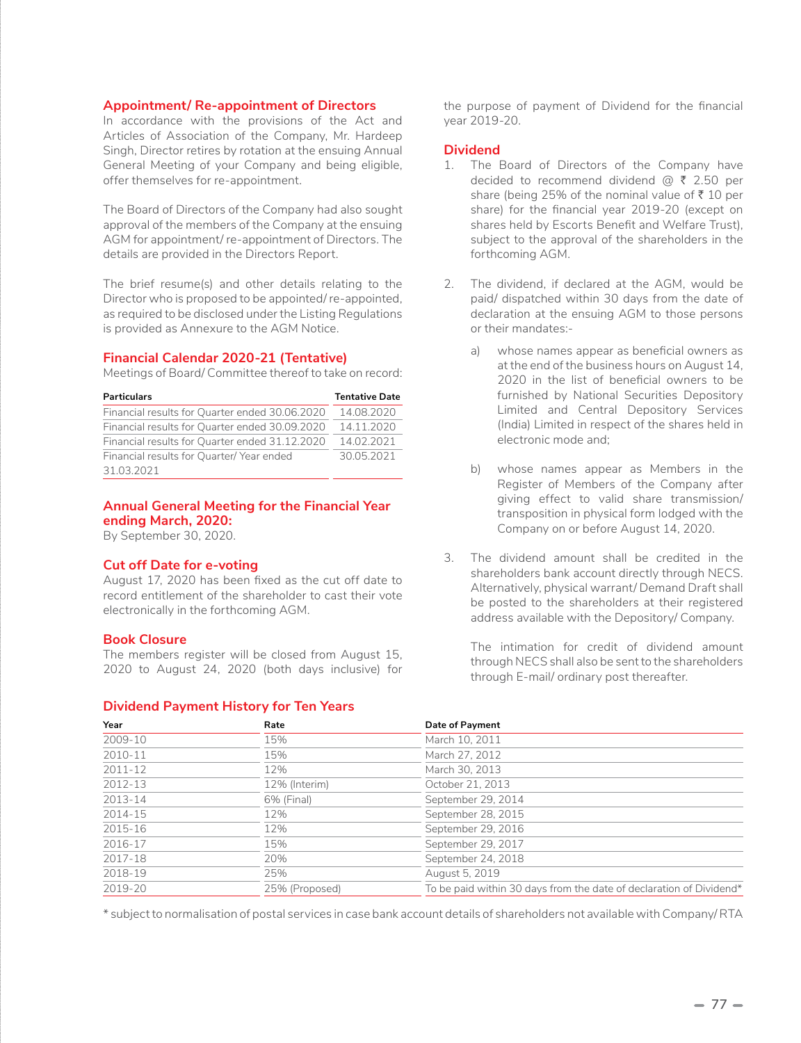## Appointment/ Re-appointment of Directors

In accordance with the provisions of the Act and Articles of Association of the Company, Mr. Hardeep Singh, Director retires by rotation at the ensuing Annual General Meeting of your Company and being eligible, offer themselves for re-appointment.

The Board of Directors of the Company had also sought approval of the members of the Company at the ensuing AGM for appointment/ re-appointment of Directors. The details are provided in the Directors Report.

The brief resume(s) and other details relating to the Director who is proposed to be appointed/ re-appointed, as required to be disclosed under the Listing Regulations is provided as Annexure to the AGM Notice.

## Financial Calendar 2020-21 (Tentative)

Meetings of Board/ Committee thereof to take on record:

| Particulars | Tentative Date |
|---|---|
| Financial results for Quarter ended 30.06.2020 | 14.08.2020 |
| Financial results for Quarter ended 30.09.2020 | 14.11.2020 |
| Financial results for Quarter ended 31.12.2020 | 14.02.2021 |
| Financial results for Quarter/ Year ended 31.03.2021 | 30.05.2021 |

## Annual General Meeting for the Financial Year ending March, 2020:

By September 30, 2020.

## Cut off Date for e-voting

August 17, 2020 has been fixed as the cut off date to record entitlement of the shareholder to cast their vote electronically in the forthcoming AGM.

## Book Closure

The members register will be closed from August 15, 2020 to August 24, 2020 (both days inclusive) for the purpose of payment of Dividend for the financial year 2019-20.

## Dividend

1. The Board of Directors of the Company have decided to recommend dividend @ ₹ 2.50 per share (being 25% of the nominal value of ₹ 10 per share) for the financial year 2019-20 (except on shares held by Escorts Benefit and Welfare Trust), subject to the approval of the shareholders in the forthcoming AGM.

2. The dividend, if declared at the AGM, would be paid/ dispatched within 30 days from the date of declaration at the ensuing AGM to those persons or their mandates:-

    a) whose names appear as beneficial owners as at the end of the business hours on August 14, 2020 in the list of beneficial owners to be furnished by National Securities Depository Limited and Central Depository Services (India) Limited in respect of the shares held in electronic mode and;

    b) whose names appear as Members in the Register of Members of the Company after giving effect to valid share transmission/ transposition in physical form lodged with the Company on or before August 14, 2020.

3. The dividend amount shall be credited in the shareholders bank account directly through NECS. Alternatively, physical warrant/ Demand Draft shall be posted to the shareholders at their registered address available with the Depository/ Company.

    The intimation for credit of dividend amount through NECS shall also be sent to the shareholders through E-mail/ ordinary post thereafter.

## Dividend Payment History for Ten Years

| Year | Rate | Date of Payment |
|---|---|---|
| 2009-10 | 15% | March 10, 2011 |
| 2010-11 | 15% | March 27, 2012 |
| 2011-12 | 12% | March 30, 2013 |
| 2012-13 | 12% (Interim) | October 21, 2013 |
| 2013-14 | 6% (Final) | September 29, 2014 |
| 2014-15 | 12% | September 28, 2015 |
| 2015-16 | 12% | September 29, 2016 |
| 2016-17 | 15% | September 29, 2017 |
| 2017-18 | 20% | September 24, 2018 |
| 2018-19 | 25% | August 5, 2019 |
| 2019-20 | 25% (Proposed) | To be paid within 30 days from the date of declaration of Dividend* |

* subject to normalisation of postal services in case bank account details of shareholders not available with Company/ RTA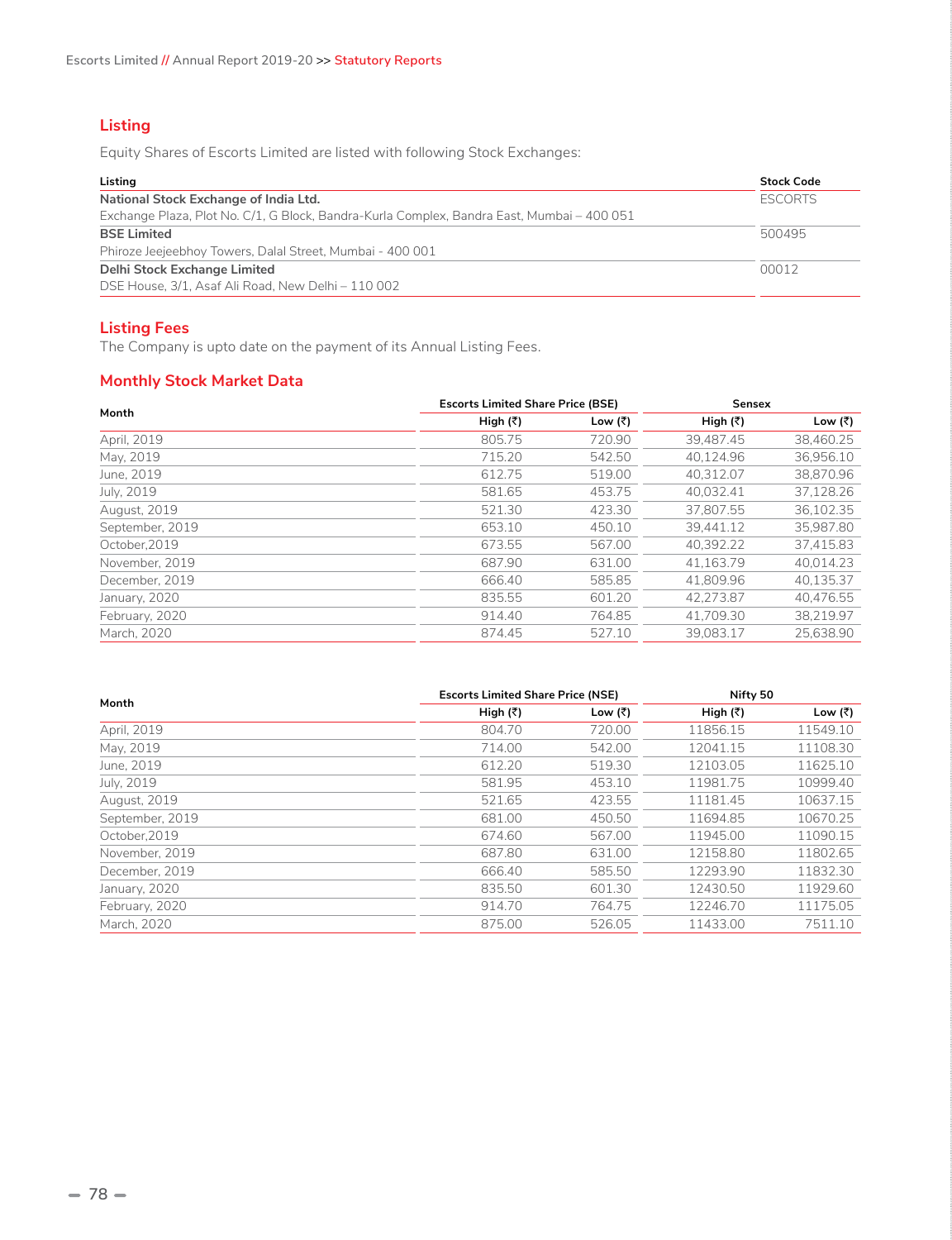## Listing

Equity Shares of Escorts Limited are listed with following Stock Exchanges:

| Listing | Stock Code |
|---|---|
| **National Stock Exchange of India Ltd.**<br>Exchange Plaza, Plot No. C/1, G Block, Bandra-Kurla Complex, Bandra East, Mumbai – 400 051 | ESCORTS |
| **BSE Limited**<br>Phiroze Jeejeebhoy Towers, Dalal Street, Mumbai - 400 001 | 500495 |
| **Delhi Stock Exchange Limited**<br>DSE House, 3/1, Asaf Ali Road, New Delhi – 110 002 | 00012 |

## Listing Fees

The Company is upto date on the payment of its Annual Listing Fees.

## Monthly Stock Market Data

| Month | Escorts Limited Share Price (BSE) | | Sensex | |
|---|---|---|---|---|
| | High (₹) | Low (₹) | High (₹) | Low (₹) |
| April, 2019 | 805.75 | 720.90 | 39,487.45 | 38,460.25 |
| May, 2019 | 715.20 | 542.50 | 40,124.96 | 36,956.10 |
| June, 2019 | 612.75 | 519.00 | 40,312.07 | 38,870.96 |
| July, 2019 | 581.65 | 453.75 | 40,032.41 | 37,128.26 |
| August, 2019 | 521.30 | 423.30 | 37,807.55 | 36,102.35 |
| September, 2019 | 653.10 | 450.10 | 39,441.12 | 35,987.80 |
| October,2019 | 673.55 | 567.00 | 40,392.22 | 37,415.83 |
| November, 2019 | 687.90 | 631.00 | 41,163.79 | 40,014.23 |
| December, 2019 | 666.40 | 585.85 | 41,809.96 | 40,135.37 |
| January, 2020 | 835.55 | 601.20 | 42,273.87 | 40,476.55 |
| February, 2020 | 914.40 | 764.85 | 41,709.30 | 38,219.97 |
| March, 2020 | 874.45 | 527.10 | 39,083.17 | 25,638.90 |

| Month | Escorts Limited Share Price (NSE) | | Nifty 50 | |
|---|---|---|---|---|
| | High (₹) | Low (₹) | High (₹) | Low (₹) |
| April, 2019 | 804.70 | 720.00 | 11856.15 | 11549.10 |
| May, 2019 | 714.00 | 542.00 | 12041.15 | 11108.30 |
| June, 2019 | 612.20 | 519.30 | 12103.05 | 11625.10 |
| July, 2019 | 581.95 | 453.10 | 11981.75 | 10999.40 |
| August, 2019 | 521.65 | 423.55 | 11181.45 | 10637.15 |
| September, 2019 | 681.00 | 450.50 | 11694.85 | 10670.25 |
| October,2019 | 674.60 | 567.00 | 11945.00 | 11090.15 |
| November, 2019 | 687.80 | 631.00 | 12158.80 | 11802.65 |
| December, 2019 | 666.40 | 585.50 | 12293.90 | 11832.30 |
| January, 2020 | 835.50 | 601.30 | 12430.50 | 11929.60 |
| February, 2020 | 914.70 | 764.75 | 12246.70 | 11175.05 |
| March, 2020 | 875.00 | 526.05 | 11433.00 | 7511.10 |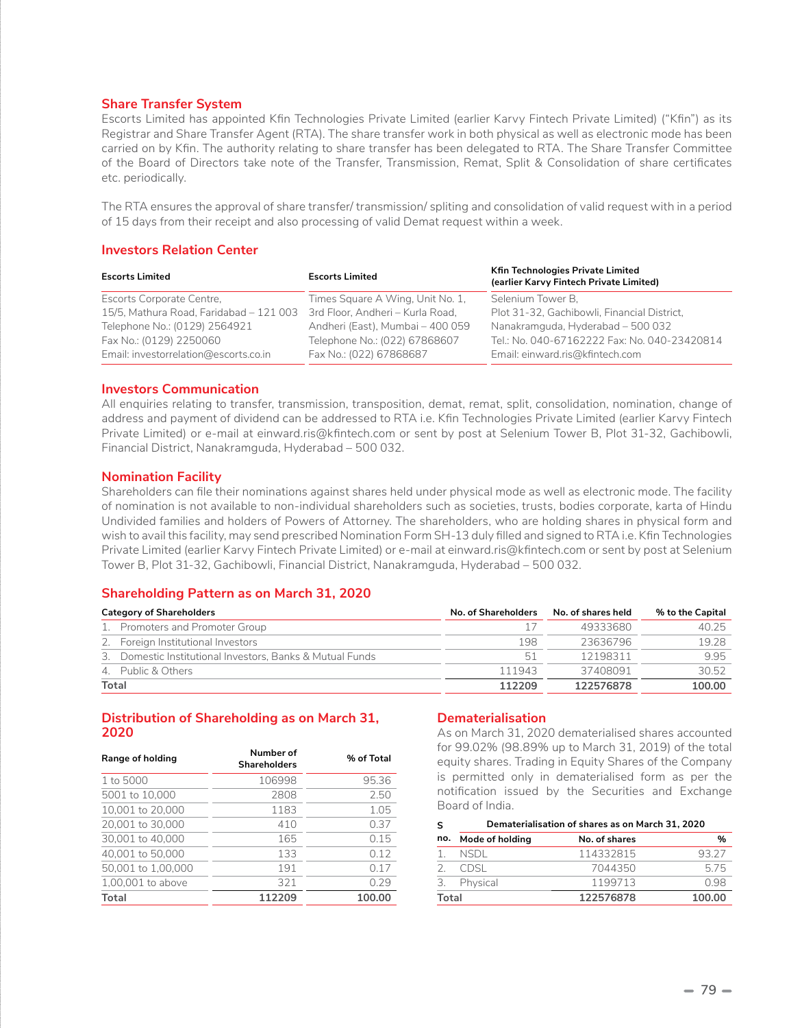## Share Transfer System

Escorts Limited has appointed Kfin Technologies Private Limited (earlier Karvy Fintech Private Limited) ("Kfin") as its Registrar and Share Transfer Agent (RTA). The share transfer work in both physical as well as electronic mode has been carried on by Kfin. The authority relating to share transfer has been delegated to RTA. The Share Transfer Committee of the Board of Directors take note of the Transfer, Transmission, Remat, Split & Consolidation of share certificates etc. periodically.

The RTA ensures the approval of share transfer/ transmission/ spliting and consolidation of valid request with in a period of 15 days from their receipt and also processing of valid Demat request within a week.

## Investors Relation Center

| Escorts Limited | Escorts Limited | Kfin Technologies Private Limited (earlier Karvy Fintech Private Limited) |
|---|---|---|
| Escorts Corporate Centre,<br>15/5, Mathura Road, Faridabad – 121 003<br>Telephone No.: (0129) 2564921<br>Fax No.: (0129) 2250060<br>Email: investorrelation@escorts.co.in | Times Square A Wing, Unit No. 1,<br>3rd Floor, Andheri – Kurla Road,<br>Andheri (East), Mumbai – 400 059<br>Telephone No.: (022) 67868607<br>Fax No.: (022) 67868687 | Selenium Tower B,<br>Plot 31-32, Gachibowli, Financial District,<br>Nanakramguda, Hyderabad – 500 032<br>Tel.: No. 040-67162222 Fax: No. 040-23420814<br>Email: einward.ris@kfintech.com |

## Investors Communication

All enquiries relating to transfer, transmission, transposition, demat, remat, split, consolidation, nomination, change of address and payment of dividend can be addressed to RTA i.e. Kfin Technologies Private Limited (earlier Karvy Fintech Private Limited) or e-mail at einward.ris@kfintech.com or sent by post at Selenium Tower B, Plot 31-32, Gachibowli, Financial District, Nanakramguda, Hyderabad – 500 032.

## Nomination Facility

Shareholders can file their nominations against shares held under physical mode as well as electronic mode. The facility of nomination is not available to non-individual shareholders such as societies, trusts, bodies corporate, karta of Hindu Undivided families and holders of Powers of Attorney. The shareholders, who are holding shares in physical form and wish to avail this facility, may send prescribed Nomination Form SH-13 duly filled and signed to RTA i.e. Kfin Technologies Private Limited (earlier Karvy Fintech Private Limited) or e-mail at einward.ris@kfintech.com or sent by post at Selenium Tower B, Plot 31-32, Gachibowli, Financial District, Nanakramguda, Hyderabad – 500 032.

## Shareholding Pattern as on March 31, 2020

| Category of Shareholders | No. of Shareholders | No. of shares held | % to the Capital |
|---|---|---|---|
| 1. Promoters and Promoter Group | 17 | 49333680 | 40.25 |
| 2. Foreign Institutional Investors | 198 | 23636796 | 19.28 |
| 3. Domestic Institutional Investors, Banks & Mutual Funds | 51 | 12198311 | 9.95 |
| 4. Public & Others | 111943 | 37408091 | 30.52 |
| **Total** | **112209** | **122576878** | **100.00** |

## Distribution of Shareholding as on March 31, 2020

| Range of holding | Number of Shareholders | % of Total |
|---|---|---|
| 1 to 5000 | 106998 | 95.36 |
| 5001 to 10,000 | 2808 | 2.50 |
| 10,001 to 20,000 | 1183 | 1.05 |
| 20,001 to 30,000 | 410 | 0.37 |
| 30,001 to 40,000 | 165 | 0.15 |
| 40,001 to 50,000 | 133 | 0.12 |
| 50,001 to 1,00,000 | 191 | 0.17 |
| 1,00,001 to above | 321 | 0.29 |
| **Total** | **112209** | **100.00** |

## Dematerialisation

As on March 31, 2020 dematerialised shares accounted for 99.02% (98.89% up to March 31, 2019) of the total equity shares. Trading in Equity Shares of the Company is permitted only in dematerialised form as per the notification issued by the Securities and Exchange Board of India.

| S no. | Dematerialisation of shares as on March 31, 2020<br>Mode of holding | No. of shares | % |
|---|---|---|---|
| 1. | NSDL | 114332815 | 93.27 |
| 2. | CDSL | 7044350 | 5.75 |
| 3. | Physical | 1199713 | 0.98 |
| **Total** | | **122576878** | **100.00** |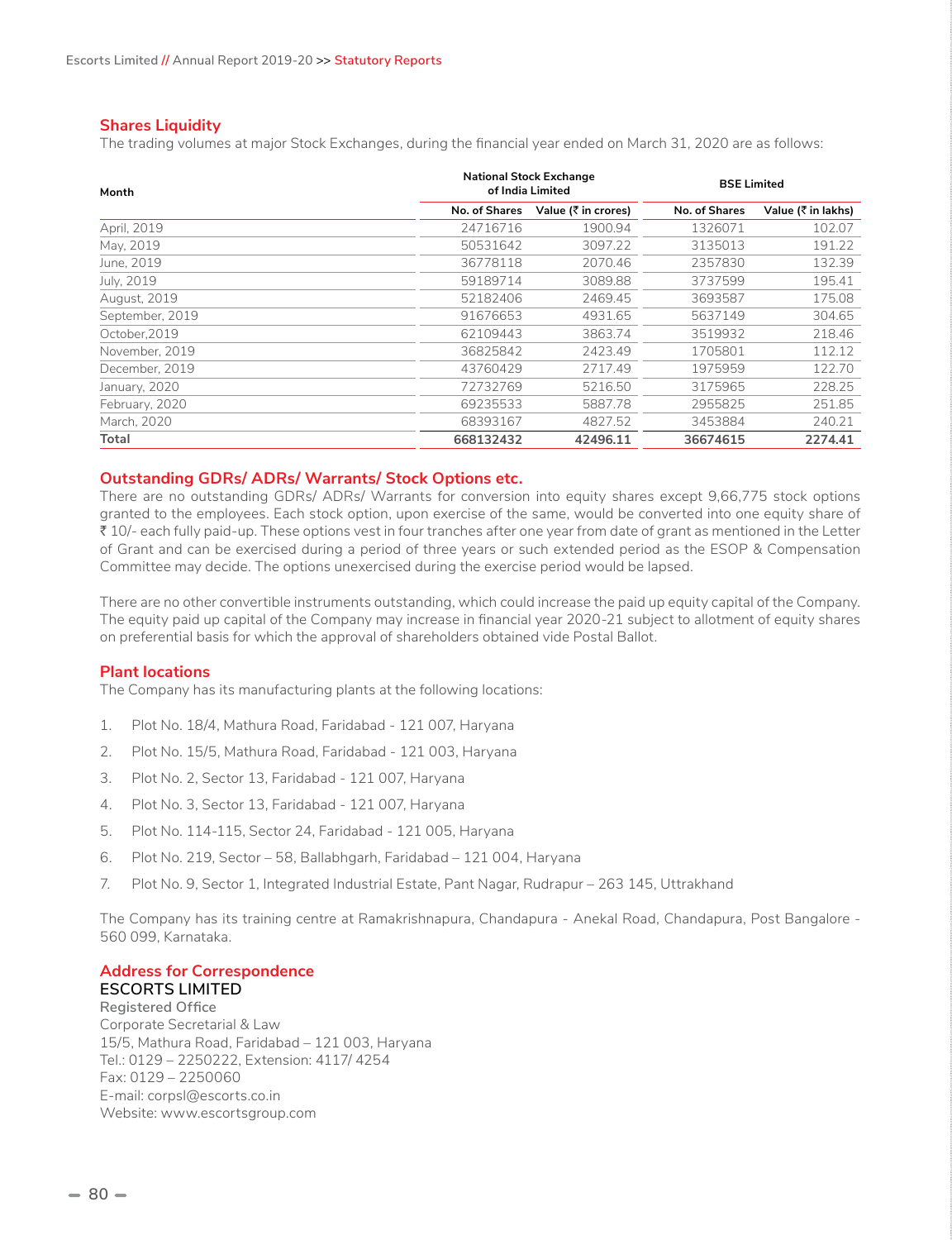## Shares Liquidity

The trading volumes at major Stock Exchanges, during the financial year ended on March 31, 2020 are as follows:

| Month | National Stock Exchange of India Limited | | BSE Limited | |
|---|---|---|---|---|
| | No. of Shares | Value (₹ in crores) | No. of Shares | Value (₹ in lakhs) |
| April, 2019 | 24716716 | 1900.94 | 1326071 | 102.07 |
| May, 2019 | 50531642 | 3097.22 | 3135013 | 191.22 |
| June, 2019 | 36778118 | 2070.46 | 2357830 | 132.39 |
| July, 2019 | 59189714 | 3089.88 | 3737599 | 195.41 |
| August, 2019 | 52182406 | 2469.45 | 3693587 | 175.08 |
| September, 2019 | 91676653 | 4931.65 | 5637149 | 304.65 |
| October,2019 | 62109443 | 3863.74 | 3519932 | 218.46 |
| November, 2019 | 36825842 | 2423.49 | 1705801 | 112.12 |
| December, 2019 | 43760429 | 2717.49 | 1975959 | 122.70 |
| January, 2020 | 72732769 | 5216.50 | 3175965 | 228.25 |
| February, 2020 | 69235533 | 5887.78 | 2955825 | 251.85 |
| March, 2020 | 68393167 | 4827.52 | 3453884 | 240.21 |
| **Total** | **668132432** | **42496.11** | **36674615** | **2274.41** |

## Outstanding GDRs/ ADRs/ Warrants/ Stock Options etc.

There are no outstanding GDRs/ ADRs/ Warrants for conversion into equity shares except 9,66,775 stock options granted to the employees. Each stock option, upon exercise of the same, would be converted into one equity share of ₹ 10/- each fully paid-up. These options vest in four tranches after one year from date of grant as mentioned in the Letter of Grant and can be exercised during a period of three years or such extended period as the ESOP & Compensation Committee may decide. The options unexercised during the exercise period would be lapsed.

There are no other convertible instruments outstanding, which could increase the paid up equity capital of the Company. The equity paid up capital of the Company may increase in financial year 2020-21 subject to allotment of equity shares on preferential basis for which the approval of shareholders obtained vide Postal Ballot.

## Plant locations

The Company has its manufacturing plants at the following locations:

1. Plot No. 18/4, Mathura Road, Faridabad - 121 007, Haryana
2. Plot No. 15/5, Mathura Road, Faridabad - 121 003, Haryana
3. Plot No. 2, Sector 13, Faridabad - 121 007, Haryana
4. Plot No. 3, Sector 13, Faridabad - 121 007, Haryana
5. Plot No. 114-115, Sector 24, Faridabad - 121 005, Haryana
6. Plot No. 219, Sector – 58, Ballabhgarh, Faridabad – 121 004, Haryana
7. Plot No. 9, Sector 1, Integrated Industrial Estate, Pant Nagar, Rudrapur – 263 145, Uttrakhand

The Company has its training centre at Ramakrishnapura, Chandapura - Anekal Road, Chandapura, Post Bangalore - 560 099, Karnataka.

## Address for Correspondence

**ESCORTS LIMITED**

**Registered Office**
Corporate Secretarial & Law
15/5, Mathura Road, Faridabad – 121 003, Haryana
Tel.: 0129 – 2250222, Extension: 4117/ 4254
Fax: 0129 – 2250060
E-mail: corpsl@escorts.co.in
Website: www.escortsgroup.com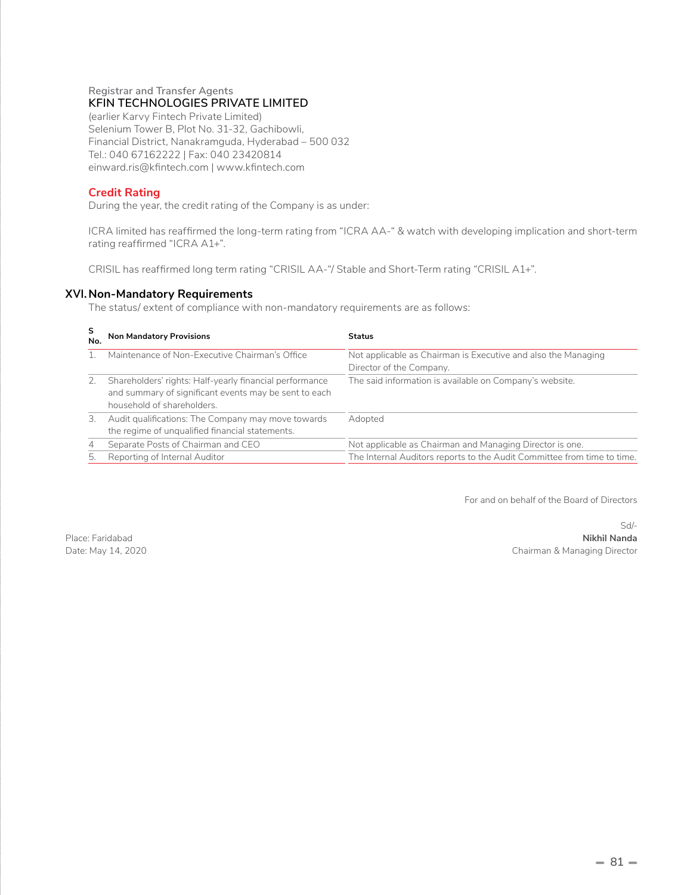Registrar and Transfer Agents

**KFIN TECHNOLOGIES PRIVATE LIMITED**

(earlier Karvy Fintech Private Limited)
Selenium Tower B, Plot No. 31-32, Gachibowli,
Financial District, Nanakramguda, Hyderabad – 500 032
Tel.: 040 67162222 | Fax: 040 23420814
einward.ris@kfintech.com | www.kfintech.com

### Credit Rating

During the year, the credit rating of the Company is as under:

ICRA limited has reaffirmed the long-term rating from "ICRA AA-" & watch with developing implication and short-term rating reaffirmed "ICRA A1+".

CRISIL has reaffirmed long term rating "CRISIL AA-"/ Stable and Short-Term rating "CRISIL A1+".

## XVI. Non-Mandatory Requirements

The status/ extent of compliance with non-mandatory requirements are as follows:

| S No. | Non Mandatory Provisions | Status |
|---|---|---|
| 1. | Maintenance of Non-Executive Chairman's Office | Not applicable as Chairman is Executive and also the Managing Director of the Company. |
| 2. | Shareholders' rights: Half-yearly financial performance and summary of significant events may be sent to each household of shareholders. | The said information is available on Company's website. |
| 3. | Audit qualifications: The Company may move towards the regime of unqualified financial statements. | Adopted |
| 4 | Separate Posts of Chairman and CEO | Not applicable as Chairman and Managing Director is one. |
| 5. | Reporting of Internal Auditor | The Internal Auditors reports to the Audit Committee from time to time. |

For and on behalf of the Board of Directors

Sd/-
**Nikhil Nanda**
Chairman & Managing Director

Place: Faridabad
Date: May 14, 2020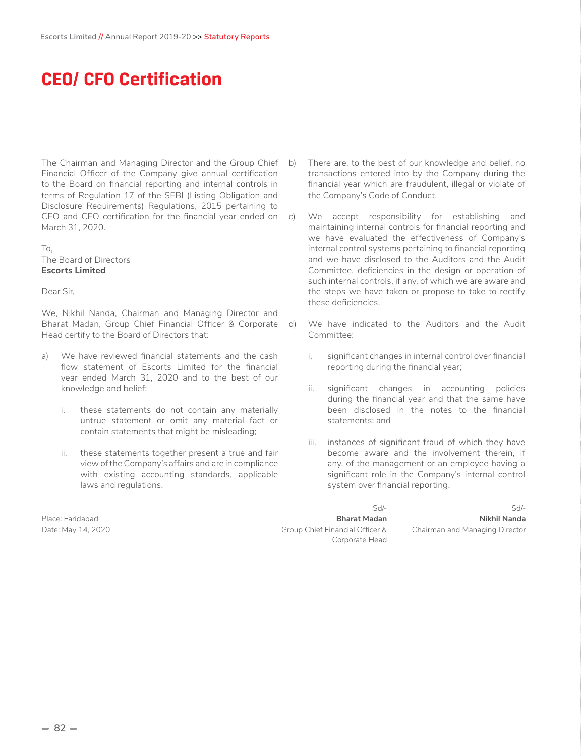# CEO/ CFO Certification

The Chairman and Managing Director and the Group Chief Financial Officer of the Company give annual certification to the Board on financial reporting and internal controls in terms of Regulation 17 of the SEBI (Listing Obligation and Disclosure Requirements) Regulations, 2015 pertaining to CEO and CFO certification for the financial year ended on March 31, 2020.

To,
The Board of Directors
**Escorts Limited**

Dear Sir,

We, Nikhil Nanda, Chairman and Managing Director and Bharat Madan, Group Chief Financial Officer & Corporate Head certify to the Board of Directors that:

a) We have reviewed financial statements and the cash flow statement of Escorts Limited for the financial year ended March 31, 2020 and to the best of our knowledge and belief:

   i. these statements do not contain any materially untrue statement or omit any material fact or contain statements that might be misleading;

   ii. these statements together present a true and fair view of the Company's affairs and are in compliance with existing accounting standards, applicable laws and regulations.

b) There are, to the best of our knowledge and belief, no transactions entered into by the Company during the financial year which are fraudulent, illegal or violate of the Company's Code of Conduct.

c) We accept responsibility for establishing and maintaining internal controls for financial reporting and we have evaluated the effectiveness of Company's internal control systems pertaining to financial reporting and we have disclosed to the Auditors and the Audit Committee, deficiencies in the design or operation of such internal controls, if any, of which we are aware and the steps we have taken or propose to take to rectify these deficiencies.

d) We have indicated to the Auditors and the Audit Committee:

   i. significant changes in internal control over financial reporting during the financial year;

   ii. significant changes in accounting policies during the financial year and that the same have been disclosed in the notes to the financial statements; and

   iii. instances of significant fraud of which they have become aware and the involvement therein, if any, of the management or an employee having a significant role in the Company's internal control system over financial reporting.

Place: Faridabad
Date: May 14, 2020

Sd/-
**Bharat Madan**
Group Chief Financial Officer & Corporate Head

Sd/-
**Nikhil Nanda**
Chairman and Managing Director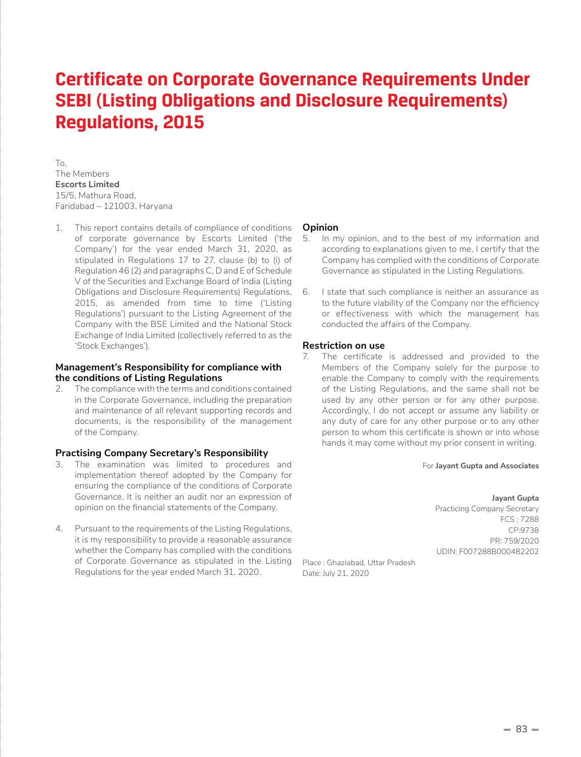# Certificate on Corporate Governance Requirements Under SEBI (Listing Obligations and Disclosure Requirements) Regulations, 2015

To,
The Members
**Escorts Limited**
15/5, Mathura Road,
Faridabad – 121003, Haryana

1. This report contains details of compliance of conditions of corporate governance by Escorts Limited ('the Company') for the year ended March 31, 2020, as stipulated in Regulations 17 to 27, clause (b) to (i) of Regulation 46 (2) and paragraphs C, D and E of Schedule V of the Securities and Exchange Board of India (Listing Obligations and Disclosure Requirements) Regulations, 2015, as amended from time to time ('Listing Regulations') pursuant to the Listing Agreement of the Company with the BSE Limited and the National Stock Exchange of India Limited (collectively referred to as the 'Stock Exchanges').

### Management's Responsibility for compliance with the conditions of Listing Regulations

2. The compliance with the terms and conditions contained in the Corporate Governance, including the preparation and maintenance of all relevant supporting records and documents, is the responsibility of the management of the Company.

### Practising Company Secretary's Responsibility

3. The examination was limited to procedures and implementation thereof adopted by the Company for ensuring the compliance of the conditions of Corporate Governance. It is neither an audit nor an expression of opinion on the financial statements of the Company.

4. Pursuant to the requirements of the Listing Regulations, it is my responsibility to provide a reasonable assurance whether the Company has complied with the conditions of Corporate Governance as stipulated in the Listing Regulations for the year ended March 31, 2020.

### Opinion

5. In my opinion, and to the best of my information and according to explanations given to me, I certify that the Company has complied with the conditions of Corporate Governance as stipulated in the Listing Regulations.

6. I state that such compliance is neither an assurance as to the future viability of the Company nor the efficiency or effectiveness with which the management has conducted the affairs of the Company.

### Restriction on use

7. The certificate is addressed and provided to the Members of the Company solely for the purpose to enable the Company to comply with the requirements of the Listing Regulations, and the same shall not be used by any other person or for any other purpose. Accordingly, I do not accept or assume any liability or any duty of care for any other purpose or to any other person to whom this certificate is shown or into whose hands it may come without my prior consent in writing.

For **Jayant Gupta and Associates**

**Jayant Gupta**
Practicing Company Secretary
FCS : 7288
CP:9738
PR: 759/2020
UDIN: F007288B000482202

Place : Ghaziabad, Uttar Pradesh
Date: July 21, 2020